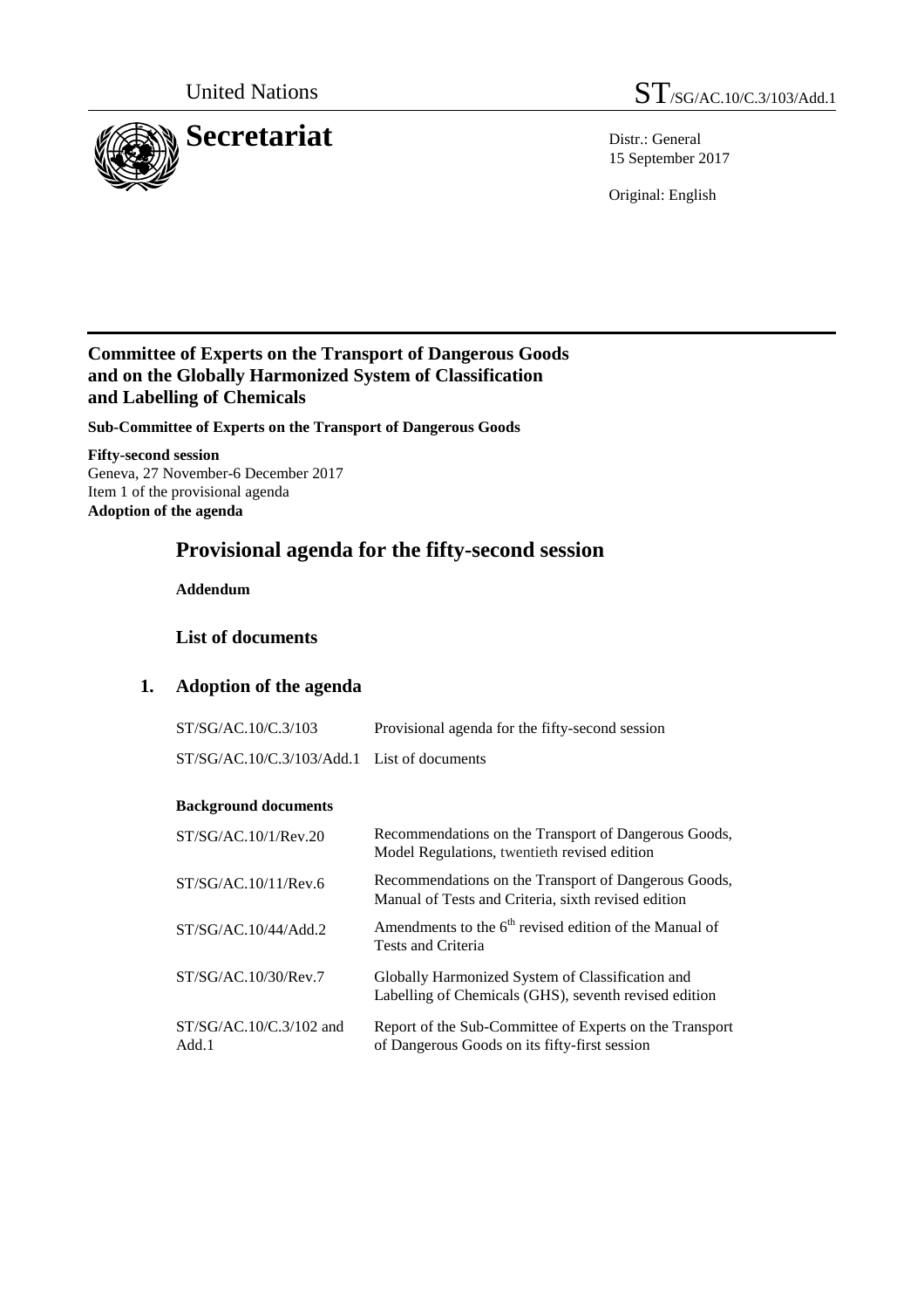United Nations

ST/SG/AC.10/C.3/103/Add.1

**Secretariat**

Distr.: General
15 September 2017

Original: English

**Committee of Experts on the Transport of Dangerous Goods and on the Globally Harmonized System of Classification and Labelling of Chemicals**

**Sub-Committee of Experts on the Transport of Dangerous Goods**

**Fifty-second session**
Geneva, 27 November-6 December 2017
Item 1 of the provisional agenda
**Adoption of the agenda**

# Provisional agenda for the fifty-second session

**Addendum**

## List of documents

## 1. Adoption of the agenda

| | |
|---|---|
| ST/SG/AC.10/C.3/103 | Provisional agenda for the fifty-second session |
| ST/SG/AC.10/C.3/103/Add.1 | List of documents |

**Background documents**

| | |
|---|---|
| ST/SG/AC.10/1/Rev.20 | Recommendations on the Transport of Dangerous Goods, Model Regulations, twentieth revised edition |
| ST/SG/AC.10/11/Rev.6 | Recommendations on the Transport of Dangerous Goods, Manual of Tests and Criteria, sixth revised edition |
| ST/SG/AC.10/44/Add.2 | Amendments to the 6th revised edition of the Manual of Tests and Criteria |
| ST/SG/AC.10/30/Rev.7 | Globally Harmonized System of Classification and Labelling of Chemicals (GHS), seventh revised edition |
| ST/SG/AC.10/C.3/102 and Add.1 | Report of the Sub-Committee of Experts on the Transport of Dangerous Goods on its fifty-first session |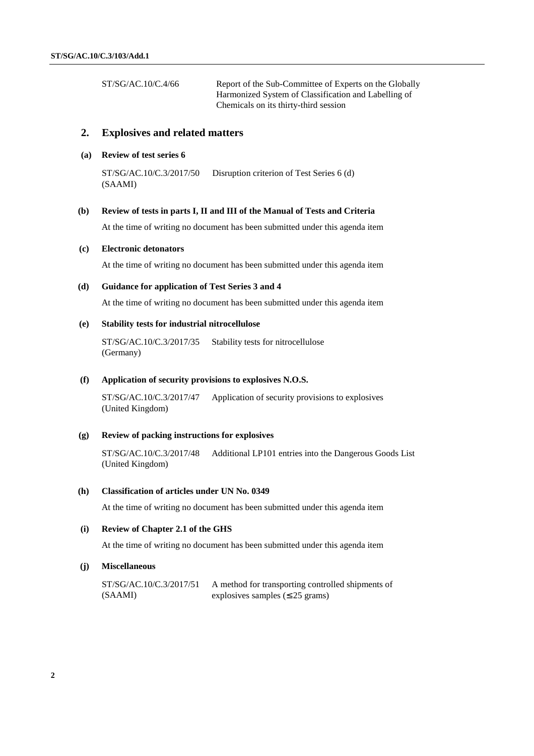| | |
|---|---|
| ST/SG/AC.10/C.4/66 | Report of the Sub-Committee of Experts on the Globally Harmonized System of Classification and Labelling of Chemicals on its thirty-third session |

## 2. Explosives and related matters

### (a) Review of test series 6

| | |
|---|---|
| ST/SG/AC.10/C.3/2017/50 (SAAMI) | Disruption criterion of Test Series 6 (d) |

### (b) Review of tests in parts I, II and III of the Manual of Tests and Criteria

At the time of writing no document has been submitted under this agenda item

### (c) Electronic detonators

At the time of writing no document has been submitted under this agenda item

### (d) Guidance for application of Test Series 3 and 4

At the time of writing no document has been submitted under this agenda item

### (e) Stability tests for industrial nitrocellulose

| | |
|---|---|
| ST/SG/AC.10/C.3/2017/35 (Germany) | Stability tests for nitrocellulose |

### (f) Application of security provisions to explosives N.O.S.

| | |
|---|---|
| ST/SG/AC.10/C.3/2017/47 (United Kingdom) | Application of security provisions to explosives |

### (g) Review of packing instructions for explosives

| | |
|---|---|
| ST/SG/AC.10/C.3/2017/48 (United Kingdom) | Additional LP101 entries into the Dangerous Goods List |

### (h) Classification of articles under UN No. 0349

At the time of writing no document has been submitted under this agenda item

### (i) Review of Chapter 2.1 of the GHS

At the time of writing no document has been submitted under this agenda item

### (j) Miscellaneous

| | |
|---|---|
| ST/SG/AC.10/C.3/2017/51 (SAAMI) | A method for transporting controlled shipments of explosives samples ($\leq$ 25 grams) |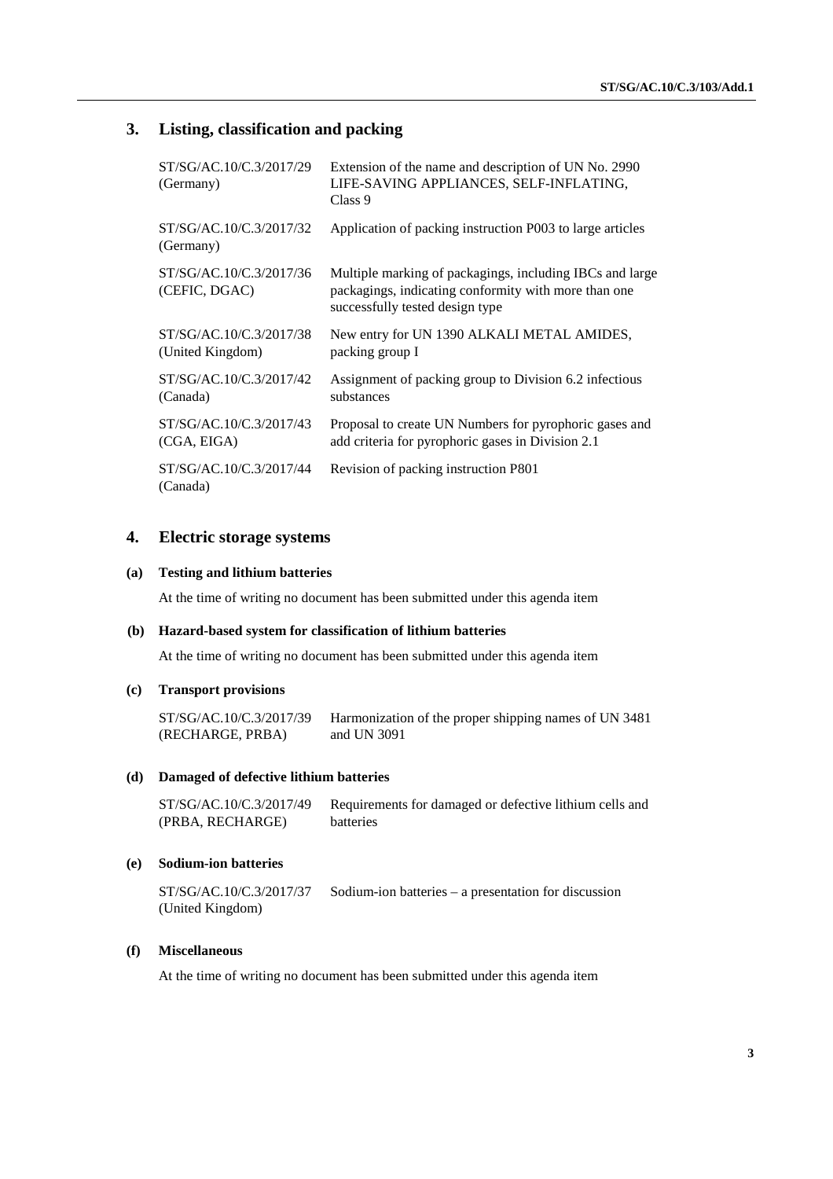## 3. Listing, classification and packing

| | |
|---|---|
| ST/SG/AC.10/C.3/2017/29 (Germany) | Extension of the name and description of UN No. 2990 LIFE-SAVING APPLIANCES, SELF-INFLATING, Class 9 |
| ST/SG/AC.10/C.3/2017/32 (Germany) | Application of packing instruction P003 to large articles |
| ST/SG/AC.10/C.3/2017/36 (CEFIC, DGAC) | Multiple marking of packagings, including IBCs and large packagings, indicating conformity with more than one successfully tested design type |
| ST/SG/AC.10/C.3/2017/38 (United Kingdom) | New entry for UN 1390 ALKALI METAL AMIDES, packing group I |
| ST/SG/AC.10/C.3/2017/42 (Canada) | Assignment of packing group to Division 6.2 infectious substances |
| ST/SG/AC.10/C.3/2017/43 (CGA, EIGA) | Proposal to create UN Numbers for pyrophoric gases and add criteria for pyrophoric gases in Division 2.1 |
| ST/SG/AC.10/C.3/2017/44 (Canada) | Revision of packing instruction P801 |

## 4. Electric storage systems

### (a) Testing and lithium batteries

At the time of writing no document has been submitted under this agenda item

### (b) Hazard-based system for classification of lithium batteries

At the time of writing no document has been submitted under this agenda item

### (c) Transport provisions

| | |
|---|---|
| ST/SG/AC.10/C.3/2017/39 (RECHARGE, PRBA) | Harmonization of the proper shipping names of UN 3481 and UN 3091 |

### (d) Damaged of defective lithium batteries

| | |
|---|---|
| ST/SG/AC.10/C.3/2017/49 (PRBA, RECHARGE) | Requirements for damaged or defective lithium cells and batteries |

### (e) Sodium-ion batteries

| | |
|---|---|
| ST/SG/AC.10/C.3/2017/37 (United Kingdom) | Sodium-ion batteries – a presentation for discussion |

### (f) Miscellaneous

At the time of writing no document has been submitted under this agenda item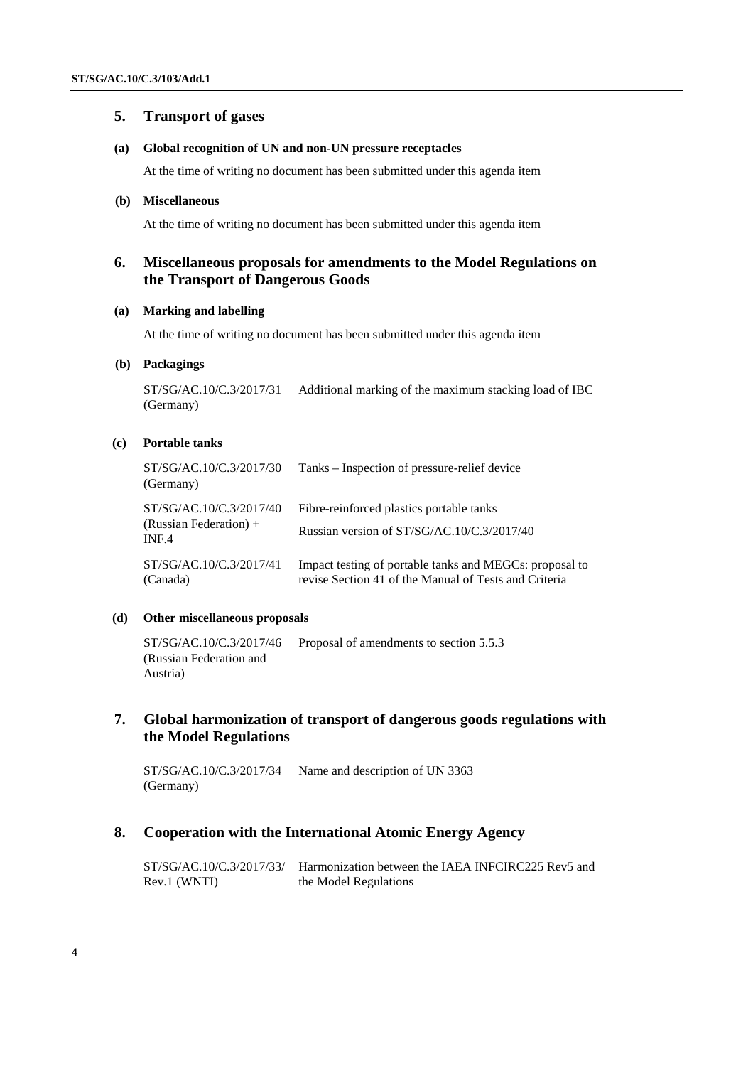## 5. Transport of gases

### (a) Global recognition of UN and non-UN pressure receptacles

At the time of writing no document has been submitted under this agenda item

### (b) Miscellaneous

At the time of writing no document has been submitted under this agenda item

## 6. Miscellaneous proposals for amendments to the Model Regulations on the Transport of Dangerous Goods

### (a) Marking and labelling

At the time of writing no document has been submitted under this agenda item

### (b) Packagings

| | |
|---|---|
| ST/SG/AC.10/C.3/2017/31 (Germany) | Additional marking of the maximum stacking load of IBC |

### (c) Portable tanks

| | |
|---|---|
| ST/SG/AC.10/C.3/2017/30 (Germany) | Tanks – Inspection of pressure-relief device |
| ST/SG/AC.10/C.3/2017/40 (Russian Federation) + INF.4 | Fibre-reinforced plastics portable tanks<br>Russian version of ST/SG/AC.10/C.3/2017/40 |
| ST/SG/AC.10/C.3/2017/41 (Canada) | Impact testing of portable tanks and MEGCs: proposal to revise Section 41 of the Manual of Tests and Criteria |

### (d) Other miscellaneous proposals

| | |
|---|---|
| ST/SG/AC.10/C.3/2017/46 (Russian Federation and Austria) | Proposal of amendments to section 5.5.3 |

## 7. Global harmonization of transport of dangerous goods regulations with the Model Regulations

| | |
|---|---|
| ST/SG/AC.10/C.3/2017/34 (Germany) | Name and description of UN 3363 |

## 8. Cooperation with the International Atomic Energy Agency

| | |
|---|---|
| ST/SG/AC.10/C.3/2017/33/ Rev.1 (WNTI) | Harmonization between the IAEA INFCIRC225 Rev5 and the Model Regulations |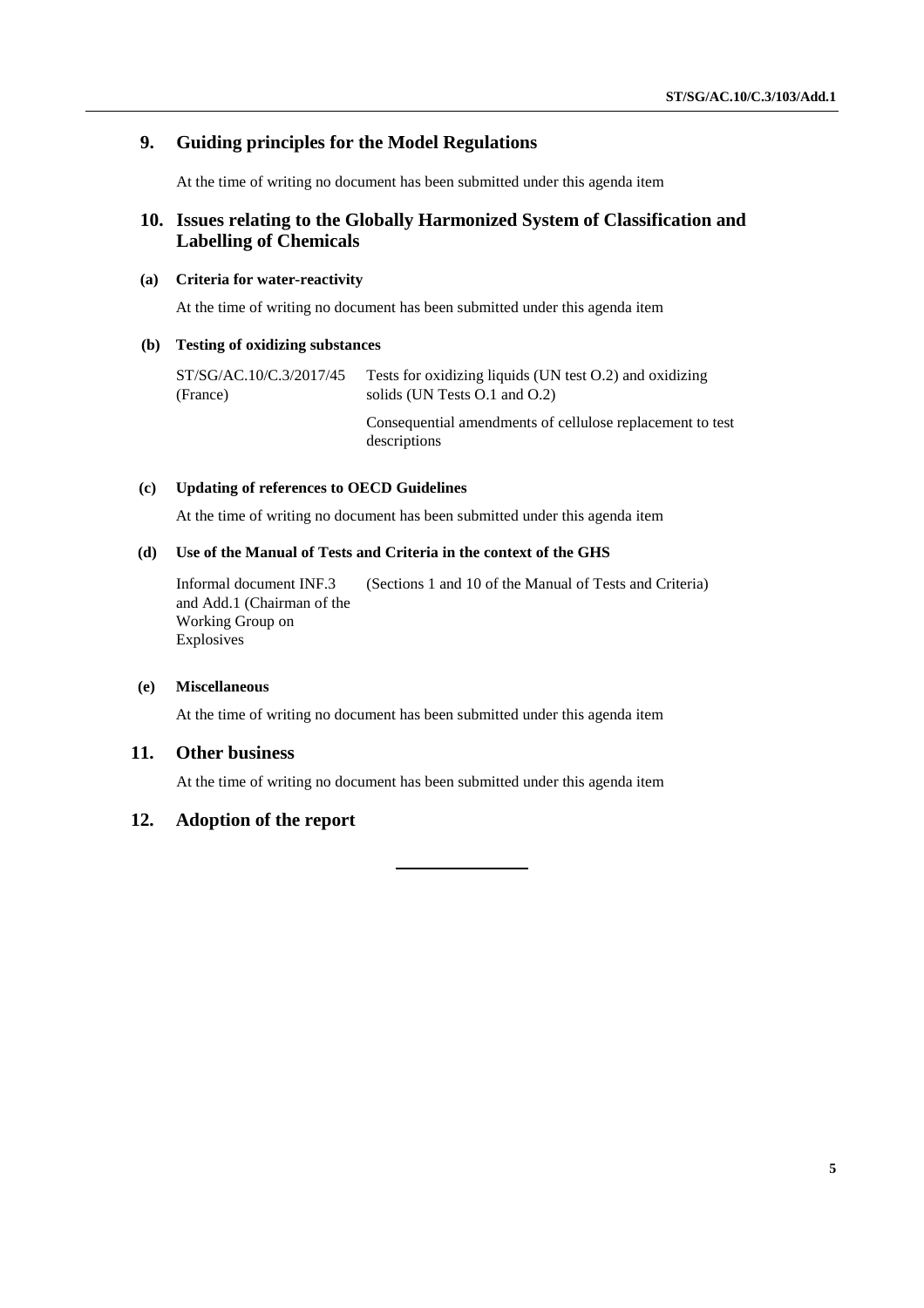## 9. Guiding principles for the Model Regulations

At the time of writing no document has been submitted under this agenda item

## 10. Issues relating to the Globally Harmonized System of Classification and Labelling of Chemicals

### (a) Criteria for water-reactivity

At the time of writing no document has been submitted under this agenda item

### (b) Testing of oxidizing substances

| | |
|---|---|
| ST/SG/AC.10/C.3/2017/45 (France) | Tests for oxidizing liquids (UN test O.2) and oxidizing solids (UN Tests O.1 and O.2) |
| | Consequential amendments of cellulose replacement to test descriptions |

### (c) Updating of references to OECD Guidelines

At the time of writing no document has been submitted under this agenda item

### (d) Use of the Manual of Tests and Criteria in the context of the GHS

| | |
|---|---|
| Informal document INF.3 and Add.1 (Chairman of the Working Group on Explosives | (Sections 1 and 10 of the Manual of Tests and Criteria) |

### (e) Miscellaneous

At the time of writing no document has been submitted under this agenda item

## 11. Other business

At the time of writing no document has been submitted under this agenda item

## 12. Adoption of the report